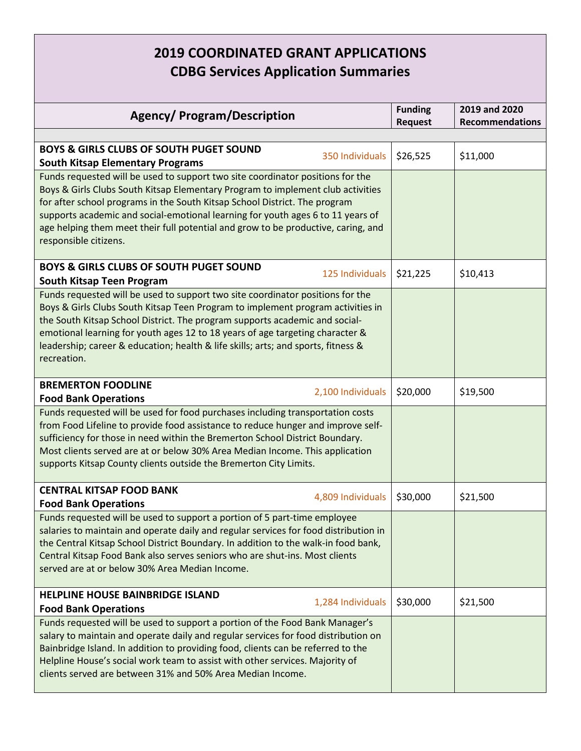# 2019 COORDINATED GRANT APPLICATIONS
## CDBG Services Application Summaries

| Agency/ Program/Description | Funding Request | 2019 and 2020 Recommendations |
|---|---|---|
| **BOYS & GIRLS CLUBS OF SOUTH PUGET SOUND**<br>**South Kitsap Elementary Programs** — 350 Individuals | $26,525 | $11,000 |
| Funds requested will be used to support two site coordinator positions for the Boys & Girls Clubs South Kitsap Elementary Program to implement club activities for after school programs in the South Kitsap School District. The program supports academic and social-emotional learning for youth ages 6 to 11 years of age helping them meet their full potential and grow to be productive, caring, and responsible citizens. | | |
| **BOYS & GIRLS CLUBS OF SOUTH PUGET SOUND**<br>**South Kitsap Teen Program** — 125 Individuals | $21,225 | $10,413 |
| Funds requested will be used to support two site coordinator positions for the Boys & Girls Clubs South Kitsap Teen Program to implement program activities in the South Kitsap School District. The program supports academic and social-emotional learning for youth ages 12 to 18 years of age targeting character & leadership; career & education; health & life skills; arts; and sports, fitness & recreation. | | |
| **BREMERTON FOODLINE**<br>**Food Bank Operations** — 2,100 Individuals | $20,000 | $19,500 |
| Funds requested will be used for food purchases including transportation costs from Food Lifeline to provide food assistance to reduce hunger and improve self-sufficiency for those in need within the Bremerton School District Boundary. Most clients served are at or below 30% Area Median Income. This application supports Kitsap County clients outside the Bremerton City Limits. | | |
| **CENTRAL KITSAP FOOD BANK**<br>**Food Bank Operations** — 4,809 Individuals | $30,000 | $21,500 |
| Funds requested will be used to support a portion of 5 part-time employee salaries to maintain and operate daily and regular services for food distribution in the Central Kitsap School District Boundary. In addition to the walk-in food bank, Central Kitsap Food Bank also serves seniors who are shut-ins. Most clients served are at or below 30% Area Median Income. | | |
| **HELPLINE HOUSE BAINBRIDGE ISLAND**<br>**Food Bank Operations** — 1,284 Individuals | $30,000 | $21,500 |
| Funds requested will be used to support a portion of the Food Bank Manager's salary to maintain and operate daily and regular services for food distribution on Bainbridge Island. In addition to providing food, clients can be referred to the Helpline House's social work team to assist with other services. Majority of clients served are between 31% and 50% Area Median Income. | | |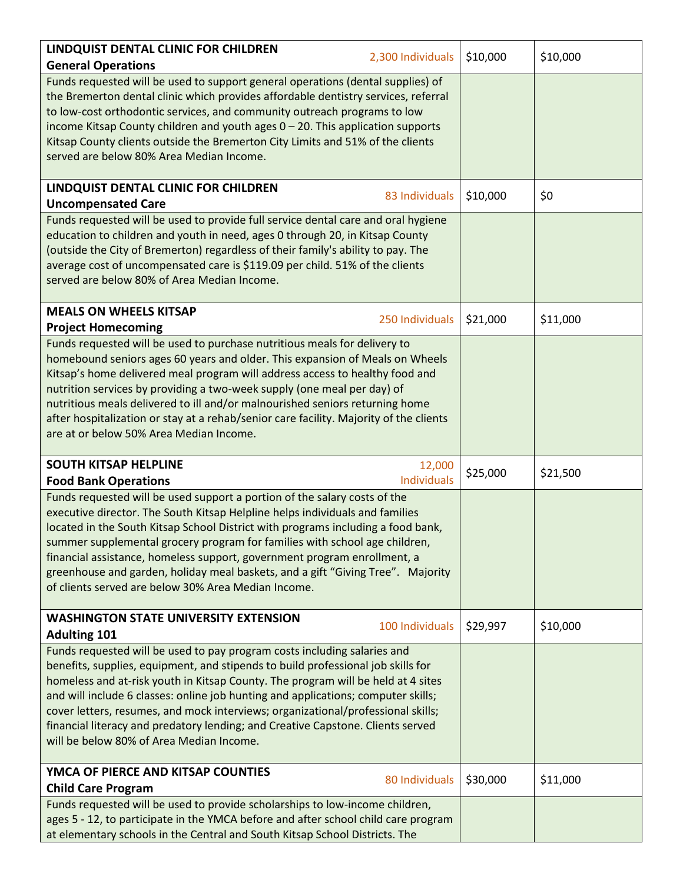| | | | |
|---|---|---|---|
| **LINDQUIST DENTAL CLINIC FOR CHILDREN**<br>**General Operations** | 2,300 Individuals | $10,000 | $10,000 |
| Funds requested will be used to support general operations (dental supplies) of the Bremerton dental clinic which provides affordable dentistry services, referral to low-cost orthodontic services, and community outreach programs to low income Kitsap County children and youth ages 0 – 20. This application supports Kitsap County clients outside the Bremerton City Limits and 51% of the clients served are below 80% Area Median Income. | | | |
| **LINDQUIST DENTAL CLINIC FOR CHILDREN**<br>**Uncompensated Care** | 83 Individuals | $10,000 | $0 |
| Funds requested will be used to provide full service dental care and oral hygiene education to children and youth in need, ages 0 through 20, in Kitsap County (outside the City of Bremerton) regardless of their family's ability to pay. The average cost of uncompensated care is $119.09 per child. 51% of the clients served are below 80% of Area Median Income. | | | |
| **MEALS ON WHEELS KITSAP**<br>**Project Homecoming** | 250 Individuals | $21,000 | $11,000 |
| Funds requested will be used to purchase nutritious meals for delivery to homebound seniors ages 60 years and older. This expansion of Meals on Wheels Kitsap's home delivered meal program will address access to healthy food and nutrition services by providing a two-week supply (one meal per day) of nutritious meals delivered to ill and/or malnourished seniors returning home after hospitalization or stay at a rehab/senior care facility. Majority of the clients are at or below 50% Area Median Income. | | | |
| **SOUTH KITSAP HELPLINE**<br>**Food Bank Operations** | 12,000 Individuals | $25,000 | $21,500 |
| Funds requested will be used support a portion of the salary costs of the executive director. The South Kitsap Helpline helps individuals and families located in the South Kitsap School District with programs including a food bank, summer supplemental grocery program for families with school age children, financial assistance, homeless support, government program enrollment, a greenhouse and garden, holiday meal baskets, and a gift "Giving Tree". Majority of clients served are below 30% Area Median Income. | | | |
| **WASHINGTON STATE UNIVERSITY EXTENSION**<br>**Adulting 101** | 100 Individuals | $29,997 | $10,000 |
| Funds requested will be used to pay program costs including salaries and benefits, supplies, equipment, and stipends to build professional job skills for homeless and at-risk youth in Kitsap County. The program will be held at 4 sites and will include 6 classes: online job hunting and applications; computer skills; cover letters, resumes, and mock interviews; organizational/professional skills; financial literacy and predatory lending; and Creative Capstone. Clients served will be below 80% of Area Median Income. | | | |
| **YMCA OF PIERCE AND KITSAP COUNTIES**<br>**Child Care Program** | 80 Individuals | $30,000 | $11,000 |
| Funds requested will be used to provide scholarships to low-income children, ages 5 - 12, to participate in the YMCA before and after school child care program at elementary schools in the Central and South Kitsap School Districts. The | | | |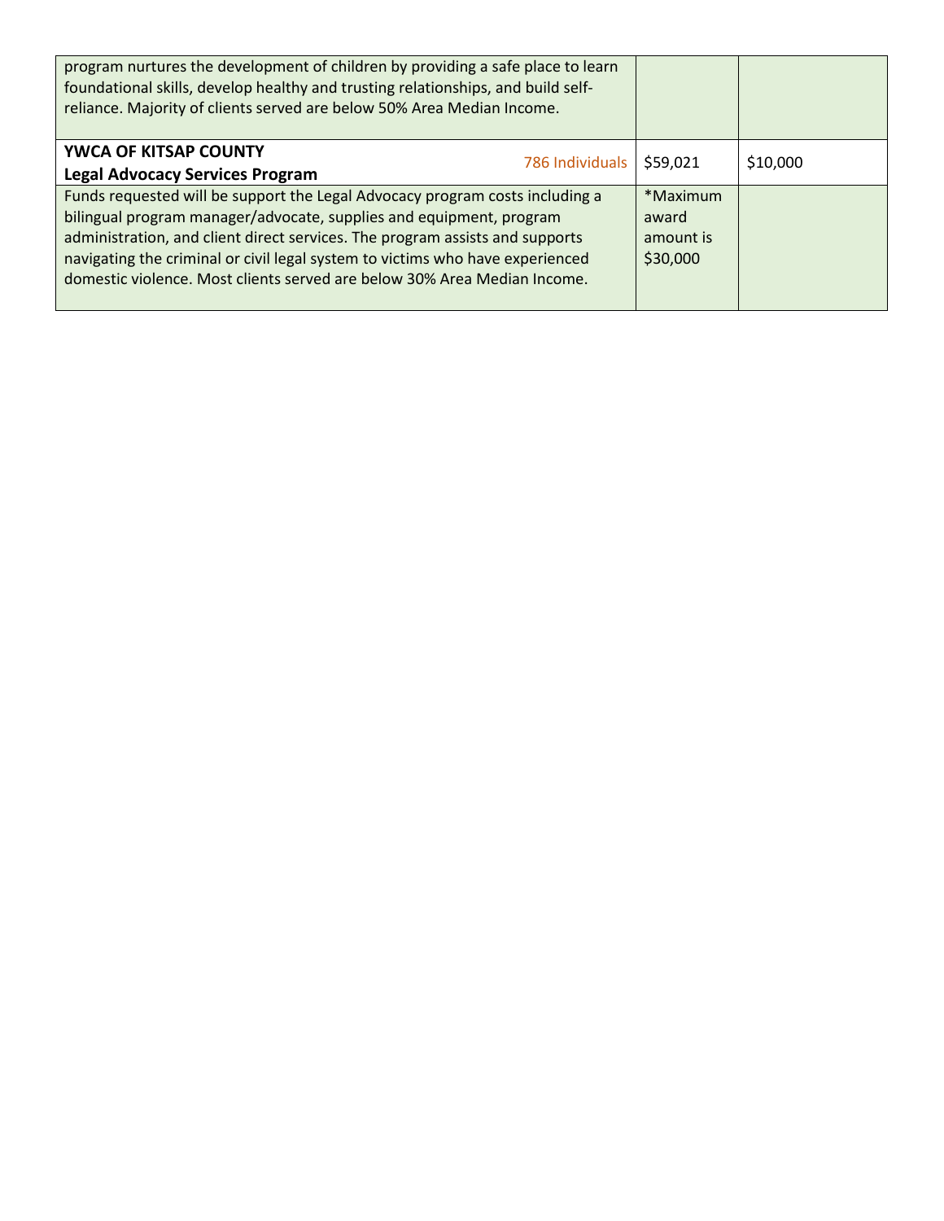| | | |
|---|---|---|
| program nurtures the development of children by providing a safe place to learn foundational skills, develop healthy and trusting relationships, and build self-reliance. Majority of clients served are below 50% Area Median Income. | | |
| **YWCA OF KITSAP COUNTY** **Legal Advocacy Services Program** 786 Individuals | $59,021 | $10,000 |
| Funds requested will be support the Legal Advocacy program costs including a bilingual program manager/advocate, supplies and equipment, program administration, and client direct services. The program assists and supports navigating the criminal or civil legal system to victims who have experienced domestic violence. Most clients served are below 30% Area Median Income. | *Maximum award amount is $30,000 | |